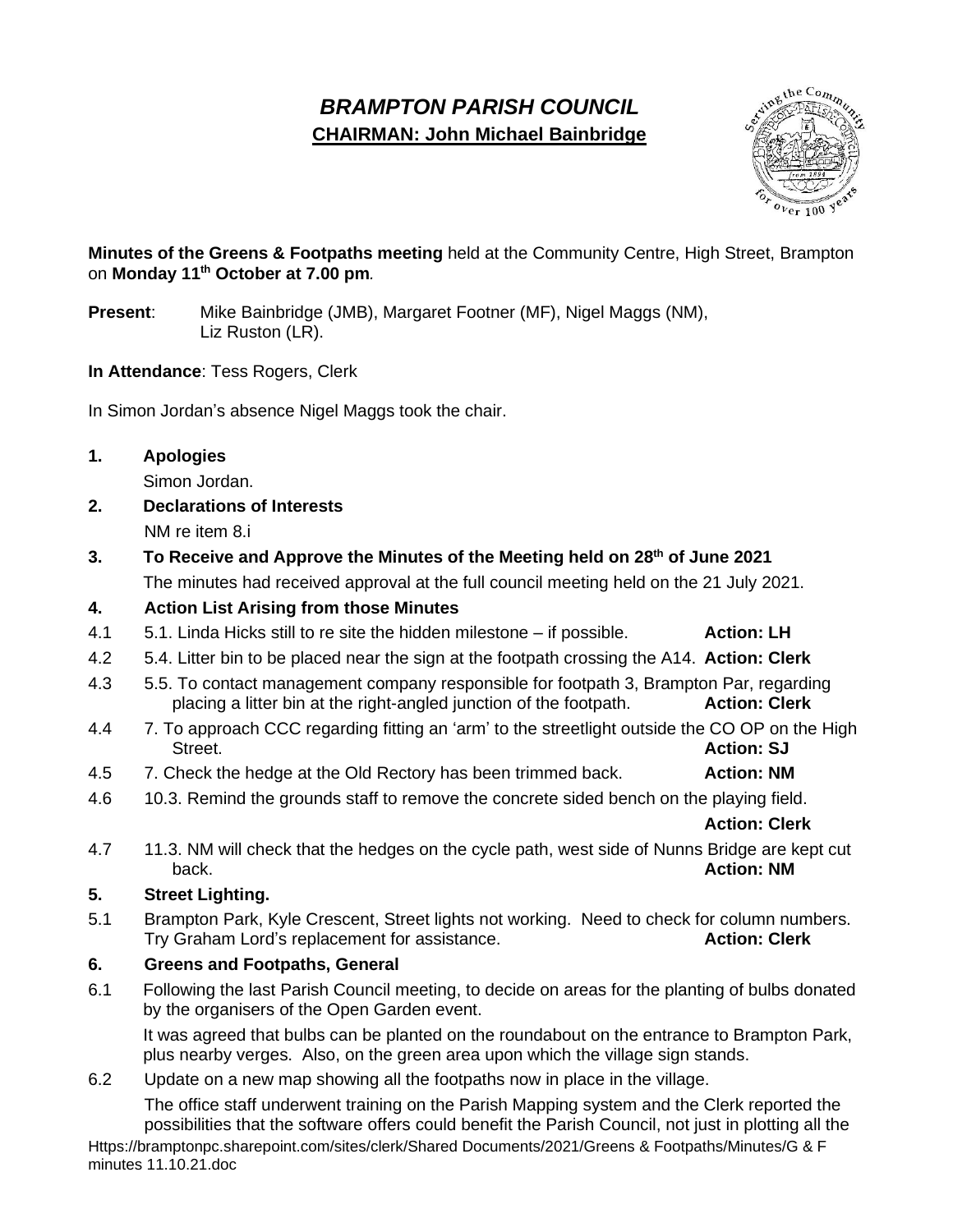# *BRAMPTON PARISH COUNCIL*

**CHAIRMAN: John Michael Bainbridge**

**Minutes of the Greens & Footpaths meeting** held at the Community Centre, High Street, Brampton on **Monday 11th October at 7.00 pm**.

**Present**: Mike Bainbridge (JMB), Margaret Footner (MF), Nigel Maggs (NM), Liz Ruston (LR).

**In Attendance**: Tess Rogers, Clerk

In Simon Jordan's absence Nigel Maggs took the chair.

**1. Apologies**

Simon Jordan.

**2. Declarations of Interests**

NM re item 8.i

**3. To Receive and Approve the Minutes of the Meeting held on 28th of June 2021**

The minutes had received approval at the full council meeting held on the 21 July 2021.

**4. Action List Arising from those Minutes**

4.1 5.1. Linda Hicks still to re site the hidden milestone – if possible. **Action: LH**

4.2 5.4. Litter bin to be placed near the sign at the footpath crossing the A14. **Action: Clerk**

4.3 5.5. To contact management company responsible for footpath 3, Brampton Par, regarding placing a litter bin at the right-angled junction of the footpath. **Action: Clerk**

4.4 7. To approach CCC regarding fitting an 'arm' to the streetlight outside the CO OP on the High Street. **Action: SJ**

4.5 7. Check the hedge at the Old Rectory has been trimmed back. **Action: NM**

4.6 10.3. Remind the grounds staff to remove the concrete sided bench on the playing field. **Action: Clerk**

4.7 11.3. NM will check that the hedges on the cycle path, west side of Nunns Bridge are kept cut back. **Action: NM**

**5. Street Lighting.**

5.1 Brampton Park, Kyle Crescent, Street lights not working. Need to check for column numbers. Try Graham Lord's replacement for assistance. **Action: Clerk**

**6. Greens and Footpaths, General**

6.1 Following the last Parish Council meeting, to decide on areas for the planting of bulbs donated by the organisers of the Open Garden event.

It was agreed that bulbs can be planted on the roundabout on the entrance to Brampton Park, plus nearby verges. Also, on the green area upon which the village sign stands.

6.2 Update on a new map showing all the footpaths now in place in the village.

The office staff underwent training on the Parish Mapping system and the Clerk reported the possibilities that the software offers could benefit the Parish Council, not just in plotting all the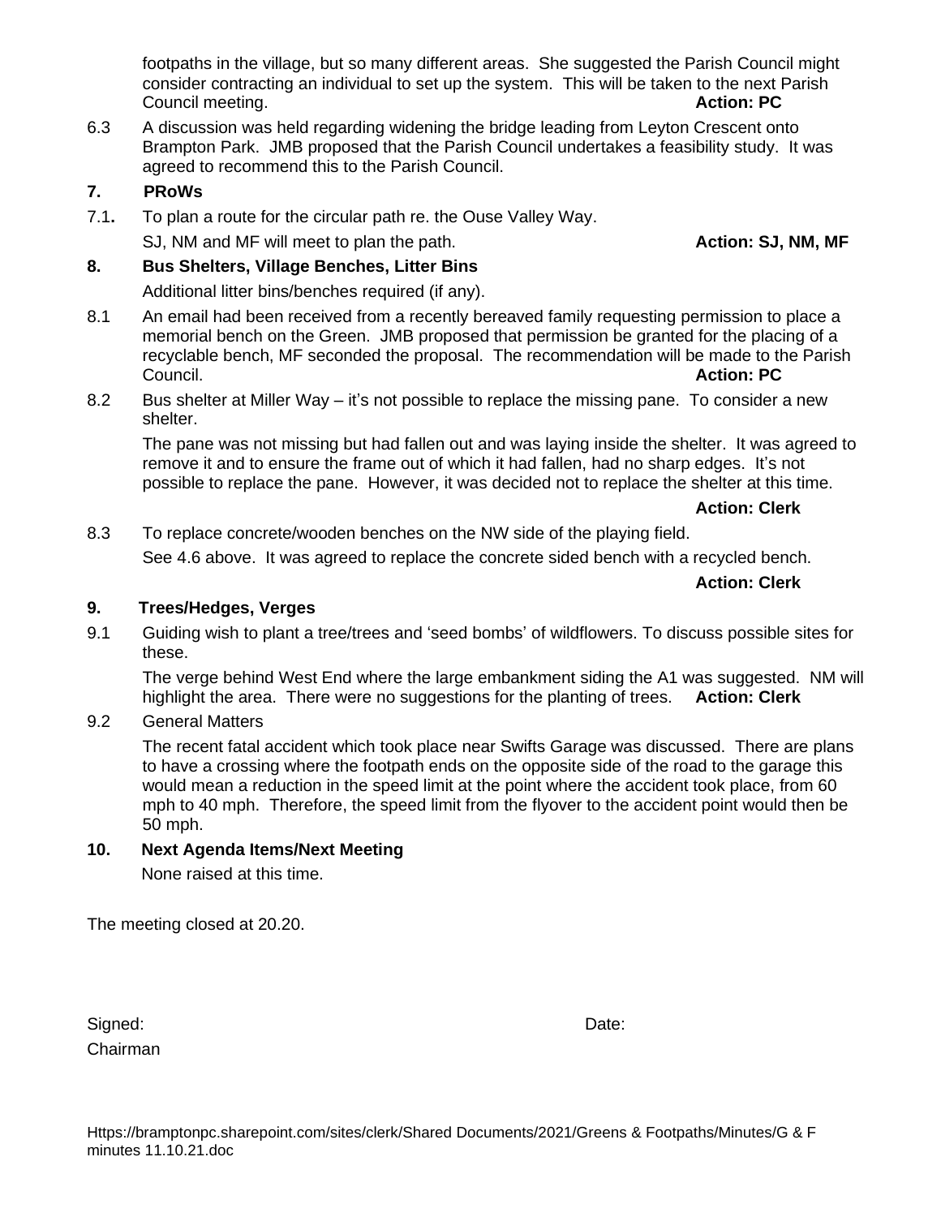footpaths in the village, but so many different areas. She suggested the Parish Council might consider contracting an individual to set up the system. This will be taken to the next Parish Council meeting. **Action: PC**

6.3 A discussion was held regarding widening the bridge leading from Leyton Crescent onto Brampton Park. JMB proposed that the Parish Council undertakes a feasibility study. It was agreed to recommend this to the Parish Council.

**7. PRoWs**

7.1**.** To plan a route for the circular path re. the Ouse Valley Way.

SJ, NM and MF will meet to plan the path. **Action: SJ, NM, MF**

**8. Bus Shelters, Village Benches, Litter Bins**

Additional litter bins/benches required (if any).

8.1 An email had been received from a recently bereaved family requesting permission to place a memorial bench on the Green. JMB proposed that permission be granted for the placing of a recyclable bench, MF seconded the proposal. The recommendation will be made to the Parish Council. **Action: PC**

8.2 Bus shelter at Miller Way – it's not possible to replace the missing pane. To consider a new shelter.

The pane was not missing but had fallen out and was laying inside the shelter. It was agreed to remove it and to ensure the frame out of which it had fallen, had no sharp edges. It's not possible to replace the pane. However, it was decided not to replace the shelter at this time.

**Action: Clerk**

8.3 To replace concrete/wooden benches on the NW side of the playing field.

See 4.6 above. It was agreed to replace the concrete sided bench with a recycled bench.

**Action: Clerk**

**9. Trees/Hedges, Verges**

9.1 Guiding wish to plant a tree/trees and 'seed bombs' of wildflowers. To discuss possible sites for these.

The verge behind West End where the large embankment siding the A1 was suggested. NM will highlight the area. There were no suggestions for the planting of trees. **Action: Clerk**

9.2 General Matters

The recent fatal accident which took place near Swifts Garage was discussed. There are plans to have a crossing where the footpath ends on the opposite side of the road to the garage this would mean a reduction in the speed limit at the point where the accident took place, from 60 mph to 40 mph. Therefore, the speed limit from the flyover to the accident point would then be 50 mph.

**10. Next Agenda Items/Next Meeting**

None raised at this time.

The meeting closed at 20.20.

Signed: Date:

Chairman

Https://bramptonpc.sharepoint.com/sites/clerk/Shared Documents/2021/Greens & Footpaths/Minutes/G & F minutes 11.10.21.doc